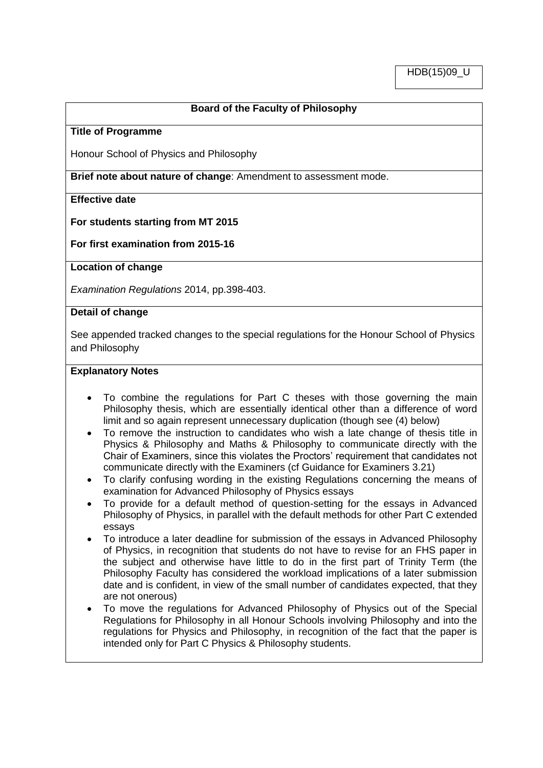HDB(15)09_U

**Board of the Faculty of Philosophy**

**Title of Programme**

Honour School of Physics and Philosophy

**Brief note about nature of change**: Amendment to assessment mode.

**Effective date**

**For students starting from MT 2015**

**For first examination from 2015-16**

**Location of change**

*Examination Regulations* 2014, pp.398-403.

**Detail of change**

See appended tracked changes to the special regulations for the Honour School of Physics and Philosophy

**Explanatory Notes**

- To combine the regulations for Part C theses with those governing the main Philosophy thesis, which are essentially identical other than a difference of word limit and so again represent unnecessary duplication (though see (4) below)
- To remove the instruction to candidates who wish a late change of thesis title in Physics & Philosophy and Maths & Philosophy to communicate directly with the Chair of Examiners, since this violates the Proctors' requirement that candidates not communicate directly with the Examiners (cf Guidance for Examiners 3.21)
- To clarify confusing wording in the existing Regulations concerning the means of examination for Advanced Philosophy of Physics essays
- To provide for a default method of question-setting for the essays in Advanced Philosophy of Physics, in parallel with the default methods for other Part C extended essays
- To introduce a later deadline for submission of the essays in Advanced Philosophy of Physics, in recognition that students do not have to revise for an FHS paper in the subject and otherwise have little to do in the first part of Trinity Term (the Philosophy Faculty has considered the workload implications of a later submission date and is confident, in view of the small number of candidates expected, that they are not onerous)
- To move the regulations for Advanced Philosophy of Physics out of the Special Regulations for Philosophy in all Honour Schools involving Philosophy and into the regulations for Physics and Philosophy, in recognition of the fact that the paper is intended only for Part C Physics & Philosophy students.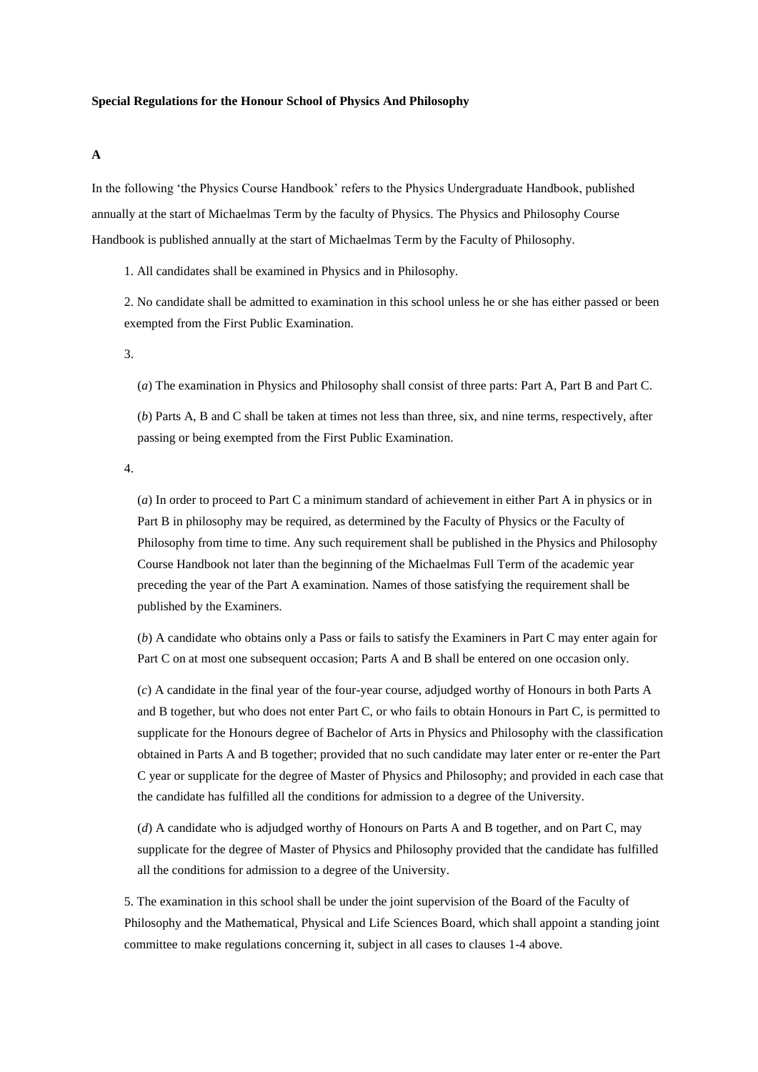**Special Regulations for the Honour School of Physics And Philosophy**

**A**

In the following 'the Physics Course Handbook' refers to the Physics Undergraduate Handbook, published annually at the start of Michaelmas Term by the faculty of Physics. The Physics and Philosophy Course Handbook is published annually at the start of Michaelmas Term by the Faculty of Philosophy.

1. All candidates shall be examined in Physics and in Philosophy.

2. No candidate shall be admitted to examination in this school unless he or she has either passed or been exempted from the First Public Examination.

3.

(*a*) The examination in Physics and Philosophy shall consist of three parts: Part A, Part B and Part C.

(*b*) Parts A, B and C shall be taken at times not less than three, six, and nine terms, respectively, after passing or being exempted from the First Public Examination.

4.

(*a*) In order to proceed to Part C a minimum standard of achievement in either Part A in physics or in Part B in philosophy may be required, as determined by the Faculty of Physics or the Faculty of Philosophy from time to time. Any such requirement shall be published in the Physics and Philosophy Course Handbook not later than the beginning of the Michaelmas Full Term of the academic year preceding the year of the Part A examination. Names of those satisfying the requirement shall be published by the Examiners.

(*b*) A candidate who obtains only a Pass or fails to satisfy the Examiners in Part C may enter again for Part C on at most one subsequent occasion; Parts A and B shall be entered on one occasion only.

(*c*) A candidate in the final year of the four-year course, adjudged worthy of Honours in both Parts A and B together, but who does not enter Part C, or who fails to obtain Honours in Part C, is permitted to supplicate for the Honours degree of Bachelor of Arts in Physics and Philosophy with the classification obtained in Parts A and B together; provided that no such candidate may later enter or re-enter the Part C year or supplicate for the degree of Master of Physics and Philosophy; and provided in each case that the candidate has fulfilled all the conditions for admission to a degree of the University.

(*d*) A candidate who is adjudged worthy of Honours on Parts A and B together, and on Part C, may supplicate for the degree of Master of Physics and Philosophy provided that the candidate has fulfilled all the conditions for admission to a degree of the University.

5. The examination in this school shall be under the joint supervision of the Board of the Faculty of Philosophy and the Mathematical, Physical and Life Sciences Board, which shall appoint a standing joint committee to make regulations concerning it, subject in all cases to clauses 1-4 above.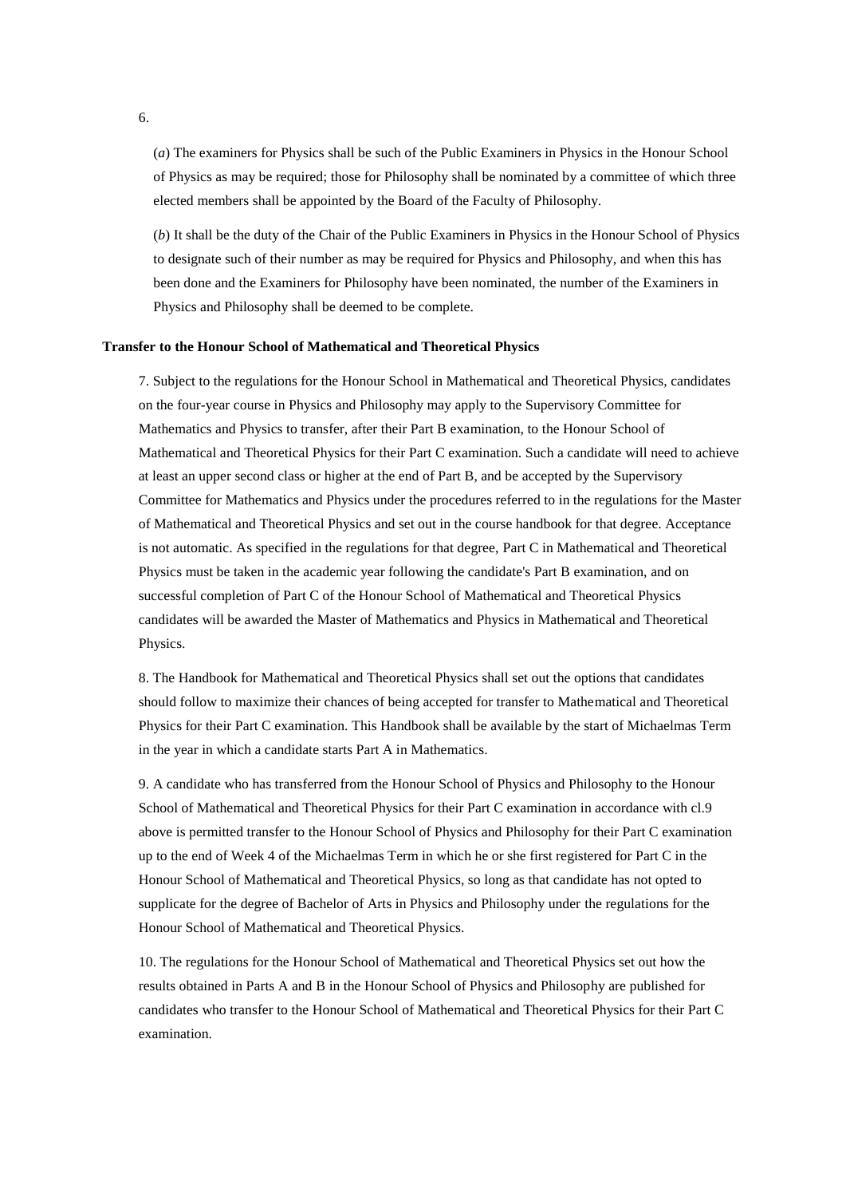6.

(*a*) The examiners for Physics shall be such of the Public Examiners in Physics in the Honour School of Physics as may be required; those for Philosophy shall be nominated by a committee of which three elected members shall be appointed by the Board of the Faculty of Philosophy.

(*b*) It shall be the duty of the Chair of the Public Examiners in Physics in the Honour School of Physics to designate such of their number as may be required for Physics and Philosophy, and when this has been done and the Examiners for Philosophy have been nominated, the number of the Examiners in Physics and Philosophy shall be deemed to be complete.

**Transfer to the Honour School of Mathematical and Theoretical Physics**

7. Subject to the regulations for the Honour School in Mathematical and Theoretical Physics, candidates on the four-year course in Physics and Philosophy may apply to the Supervisory Committee for Mathematics and Physics to transfer, after their Part B examination, to the Honour School of Mathematical and Theoretical Physics for their Part C examination. Such a candidate will need to achieve at least an upper second class or higher at the end of Part B, and be accepted by the Supervisory Committee for Mathematics and Physics under the procedures referred to in the regulations for the Master of Mathematical and Theoretical Physics and set out in the course handbook for that degree. Acceptance is not automatic. As specified in the regulations for that degree, Part C in Mathematical and Theoretical Physics must be taken in the academic year following the candidate's Part B examination, and on successful completion of Part C of the Honour School of Mathematical and Theoretical Physics candidates will be awarded the Master of Mathematics and Physics in Mathematical and Theoretical Physics.

8. The Handbook for Mathematical and Theoretical Physics shall set out the options that candidates should follow to maximize their chances of being accepted for transfer to Mathematical and Theoretical Physics for their Part C examination. This Handbook shall be available by the start of Michaelmas Term in the year in which a candidate starts Part A in Mathematics.

9. A candidate who has transferred from the Honour School of Physics and Philosophy to the Honour School of Mathematical and Theoretical Physics for their Part C examination in accordance with cl.9 above is permitted transfer to the Honour School of Physics and Philosophy for their Part C examination up to the end of Week 4 of the Michaelmas Term in which he or she first registered for Part C in the Honour School of Mathematical and Theoretical Physics, so long as that candidate has not opted to supplicate for the degree of Bachelor of Arts in Physics and Philosophy under the regulations for the Honour School of Mathematical and Theoretical Physics.

10. The regulations for the Honour School of Mathematical and Theoretical Physics set out how the results obtained in Parts A and B in the Honour School of Physics and Philosophy are published for candidates who transfer to the Honour School of Mathematical and Theoretical Physics for their Part C examination.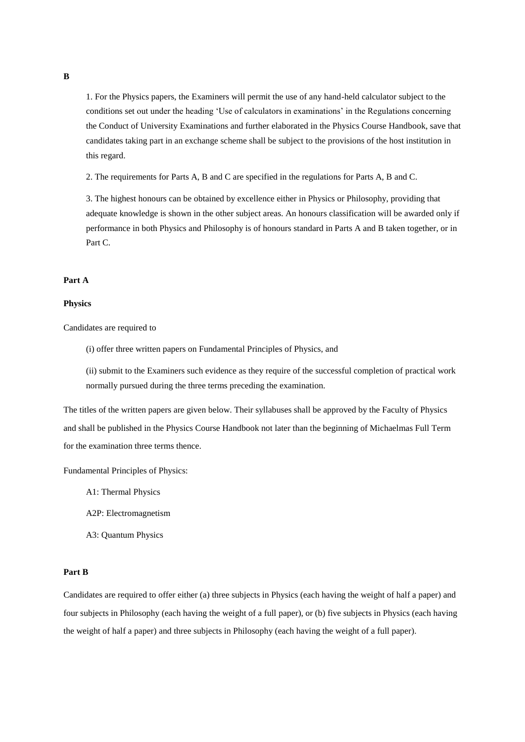**B**

1. For the Physics papers, the Examiners will permit the use of any hand-held calculator subject to the conditions set out under the heading 'Use of calculators in examinations' in the Regulations concerning the Conduct of University Examinations and further elaborated in the Physics Course Handbook, save that candidates taking part in an exchange scheme shall be subject to the provisions of the host institution in this regard.

2. The requirements for Parts A, B and C are specified in the regulations for Parts A, B and C.

3. The highest honours can be obtained by excellence either in Physics or Philosophy, providing that adequate knowledge is shown in the other subject areas. An honours classification will be awarded only if performance in both Physics and Philosophy is of honours standard in Parts A and B taken together, or in Part C.

**Part A**

**Physics**

Candidates are required to

(i) offer three written papers on Fundamental Principles of Physics, and

(ii) submit to the Examiners such evidence as they require of the successful completion of practical work normally pursued during the three terms preceding the examination.

The titles of the written papers are given below. Their syllabuses shall be approved by the Faculty of Physics and shall be published in the Physics Course Handbook not later than the beginning of Michaelmas Full Term for the examination three terms thence.

Fundamental Principles of Physics:

A1: Thermal Physics

A2P: Electromagnetism

A3: Quantum Physics

**Part B**

Candidates are required to offer either (a) three subjects in Physics (each having the weight of half a paper) and four subjects in Philosophy (each having the weight of a full paper), or (b) five subjects in Physics (each having the weight of half a paper) and three subjects in Philosophy (each having the weight of a full paper).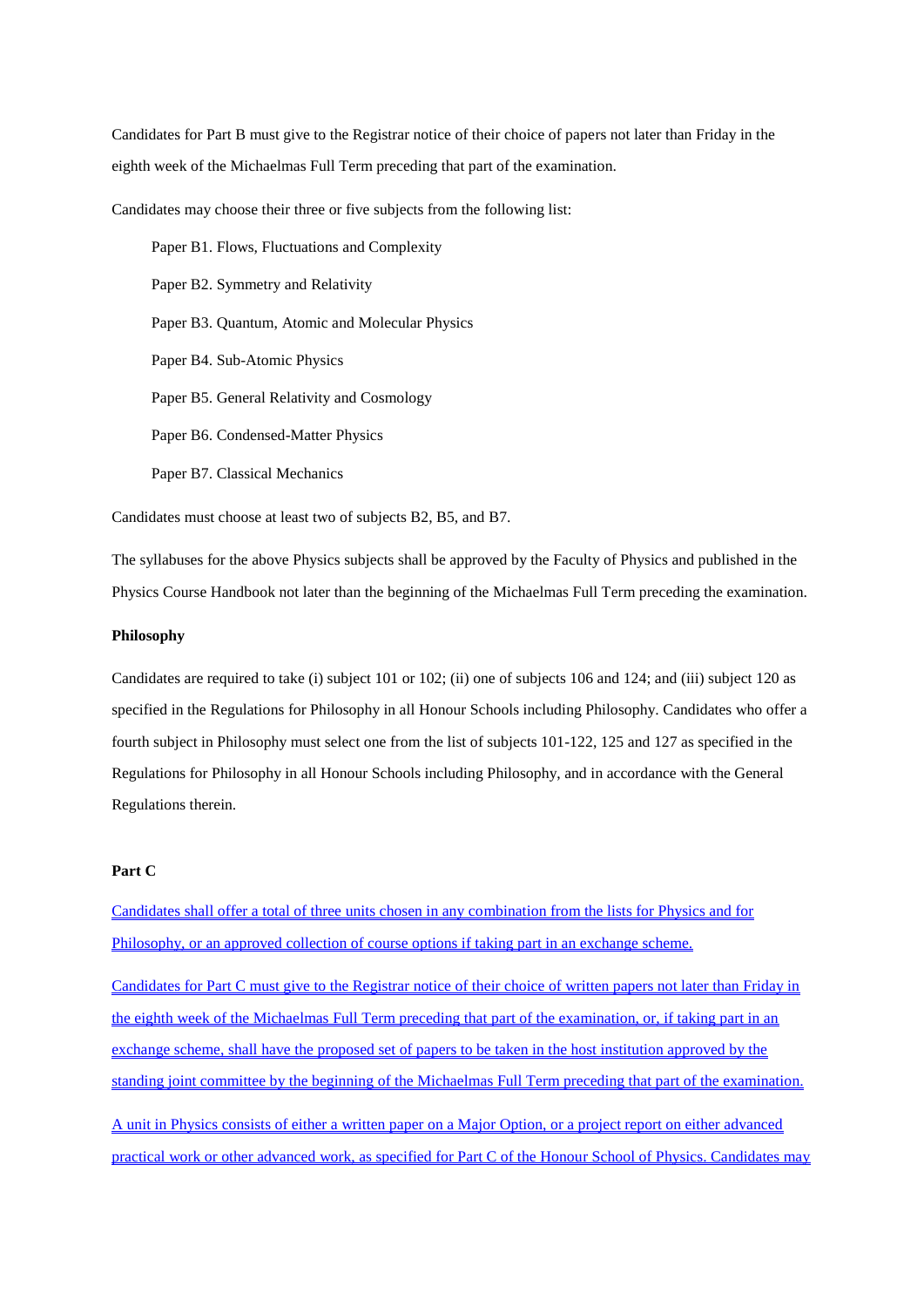Candidates for Part B must give to the Registrar notice of their choice of papers not later than Friday in the eighth week of the Michaelmas Full Term preceding that part of the examination.

Candidates may choose their three or five subjects from the following list:

Paper B1. Flows, Fluctuations and Complexity

Paper B2. Symmetry and Relativity

Paper B3. Quantum, Atomic and Molecular Physics

Paper B4. Sub-Atomic Physics

Paper B5. General Relativity and Cosmology

Paper B6. Condensed-Matter Physics

Paper B7. Classical Mechanics

Candidates must choose at least two of subjects B2, B5, and B7.

The syllabuses for the above Physics subjects shall be approved by the Faculty of Physics and published in the Physics Course Handbook not later than the beginning of the Michaelmas Full Term preceding the examination.

**Philosophy**

Candidates are required to take (i) subject 101 or 102; (ii) one of subjects 106 and 124; and (iii) subject 120 as specified in the Regulations for Philosophy in all Honour Schools including Philosophy. Candidates who offer a fourth subject in Philosophy must select one from the list of subjects 101-122, 125 and 127 as specified in the Regulations for Philosophy in all Honour Schools including Philosophy, and in accordance with the General Regulations therein.

**Part C**

Candidates shall offer a total of three units chosen in any combination from the lists for Physics and for Philosophy, or an approved collection of course options if taking part in an exchange scheme.

Candidates for Part C must give to the Registrar notice of their choice of written papers not later than Friday in the eighth week of the Michaelmas Full Term preceding that part of the examination, or, if taking part in an exchange scheme, shall have the proposed set of papers to be taken in the host institution approved by the standing joint committee by the beginning of the Michaelmas Full Term preceding that part of the examination.

A unit in Physics consists of either a written paper on a Major Option, or a project report on either advanced practical work or other advanced work, as specified for Part C of the Honour School of Physics. Candidates may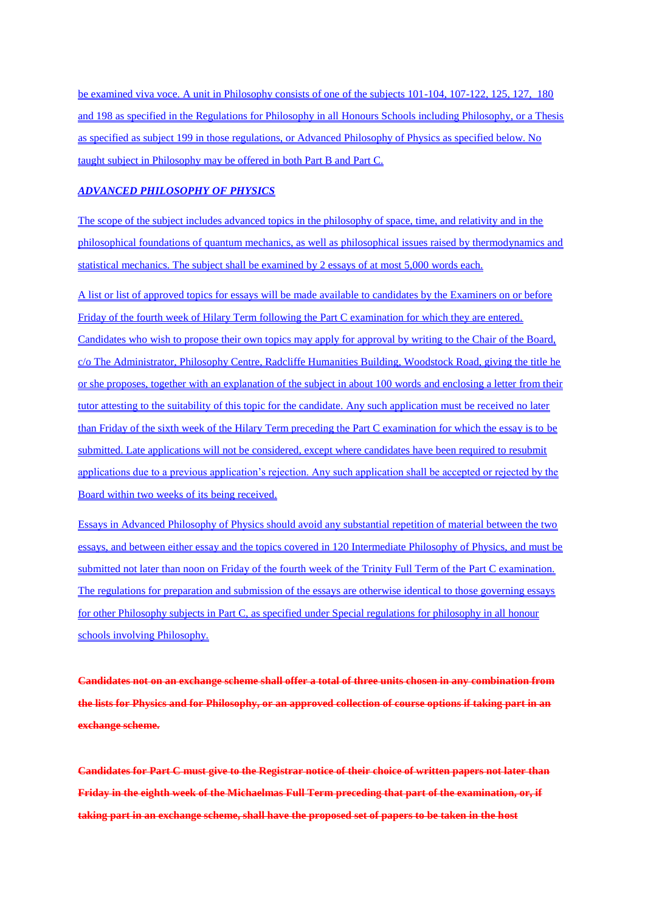be examined viva voce. A unit in Philosophy consists of one of the subjects 101-104, 107-122, 125, 127, 180 and 198 as specified in the Regulations for Philosophy in all Honours Schools including Philosophy, or a Thesis as specified as subject 199 in those regulations, or Advanced Philosophy of Physics as specified below. No taught subject in Philosophy may be offered in both Part B and Part C.

***ADVANCED PHILOSOPHY OF PHYSICS***

The scope of the subject includes advanced topics in the philosophy of space, time, and relativity and in the philosophical foundations of quantum mechanics, as well as philosophical issues raised by thermodynamics and statistical mechanics. The subject shall be examined by 2 essays of at most 5,000 words each.

A list or list of approved topics for essays will be made available to candidates by the Examiners on or before Friday of the fourth week of Hilary Term following the Part C examination for which they are entered. Candidates who wish to propose their own topics may apply for approval by writing to the Chair of the Board, c/o The Administrator, Philosophy Centre, Radcliffe Humanities Building, Woodstock Road, giving the title he or she proposes, together with an explanation of the subject in about 100 words and enclosing a letter from their tutor attesting to the suitability of this topic for the candidate. Any such application must be received no later than Friday of the sixth week of the Hilary Term preceding the Part C examination for which the essay is to be submitted. Late applications will not be considered, except where candidates have been required to resubmit applications due to a previous application's rejection. Any such application shall be accepted or rejected by the Board within two weeks of its being received.

Essays in Advanced Philosophy of Physics should avoid any substantial repetition of material between the two essays, and between either essay and the topics covered in 120 Intermediate Philosophy of Physics, and must be submitted not later than noon on Friday of the fourth week of the Trinity Full Term of the Part C examination. The regulations for preparation and submission of the essays are otherwise identical to those governing essays for other Philosophy subjects in Part C, as specified under Special regulations for philosophy in all honour schools involving Philosophy.

~~**Candidates not on an exchange scheme shall offer a total of three units chosen in any combination from the lists for Physics and for Philosophy, or an approved collection of course options if taking part in an exchange scheme.**~~

~~**Candidates for Part C must give to the Registrar notice of their choice of written papers not later than Friday in the eighth week of the Michaelmas Full Term preceding that part of the examination, or, if taking part in an exchange scheme, shall have the proposed set of papers to be taken in the host**~~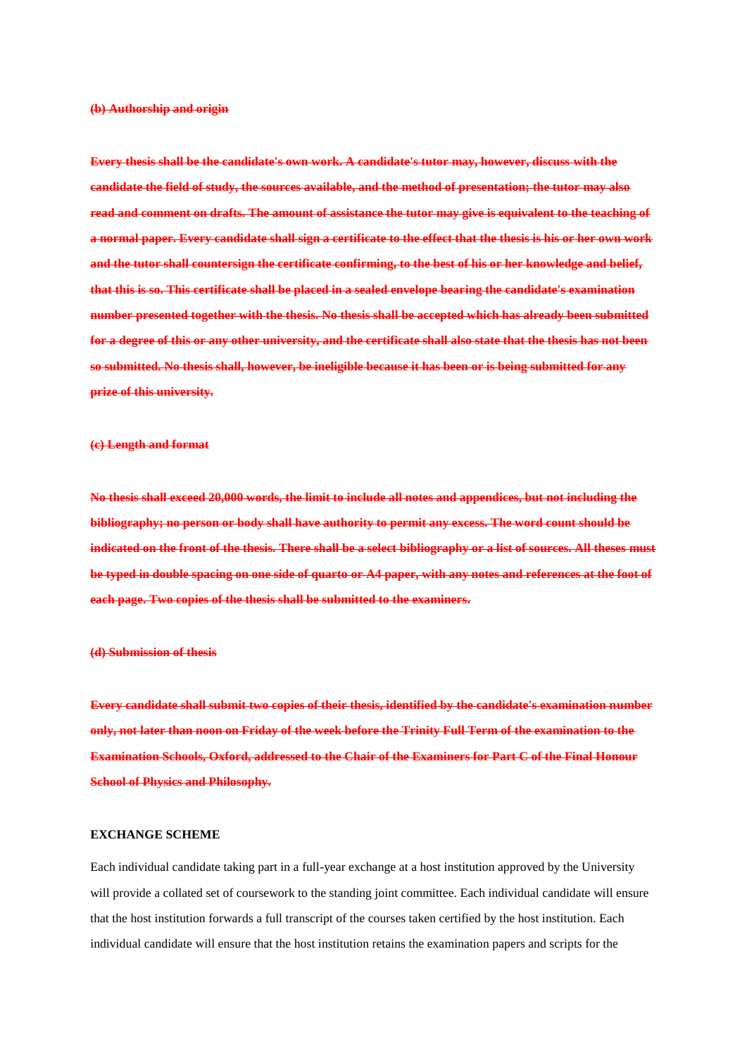~~**(b) Authorship and origin**~~

~~**Every thesis shall be the candidate's own work. A candidate's tutor may, however, discuss with the candidate the field of study, the sources available, and the method of presentation; the tutor may also read and comment on drafts. The amount of assistance the tutor may give is equivalent to the teaching of a normal paper. Every candidate shall sign a certificate to the effect that the thesis is his or her own work and the tutor shall countersign the certificate confirming, to the best of his or her knowledge and belief, that this is so. This certificate shall be placed in a sealed envelope bearing the candidate's examination number presented together with the thesis. No thesis shall be accepted which has already been submitted for a degree of this or any other university, and the certificate shall also state that the thesis has not been so submitted. No thesis shall, however, be ineligible because it has been or is being submitted for any prize of this university.**~~

~~**(c) Length and format**~~

~~**No thesis shall exceed 20,000 words, the limit to include all notes and appendices, but not including the bibliography; no person or body shall have authority to permit any excess. The word count should be indicated on the front of the thesis. There shall be a select bibliography or a list of sources. All theses must be typed in double spacing on one side of quarto or A4 paper, with any notes and references at the foot of each page. Two copies of the thesis shall be submitted to the examiners.**~~

~~**(d) Submission of thesis**~~

~~**Every candidate shall submit two copies of their thesis, identified by the candidate's examination number only, not later than noon on Friday of the week before the Trinity Full Term of the examination to the Examination Schools, Oxford, addressed to the Chair of the Examiners for Part C of the Final Honour School of Physics and Philosophy.**~~

**EXCHANGE SCHEME**

Each individual candidate taking part in a full-year exchange at a host institution approved by the University will provide a collated set of coursework to the standing joint committee. Each individual candidate will ensure that the host institution forwards a full transcript of the courses taken certified by the host institution. Each individual candidate will ensure that the host institution retains the examination papers and scripts for the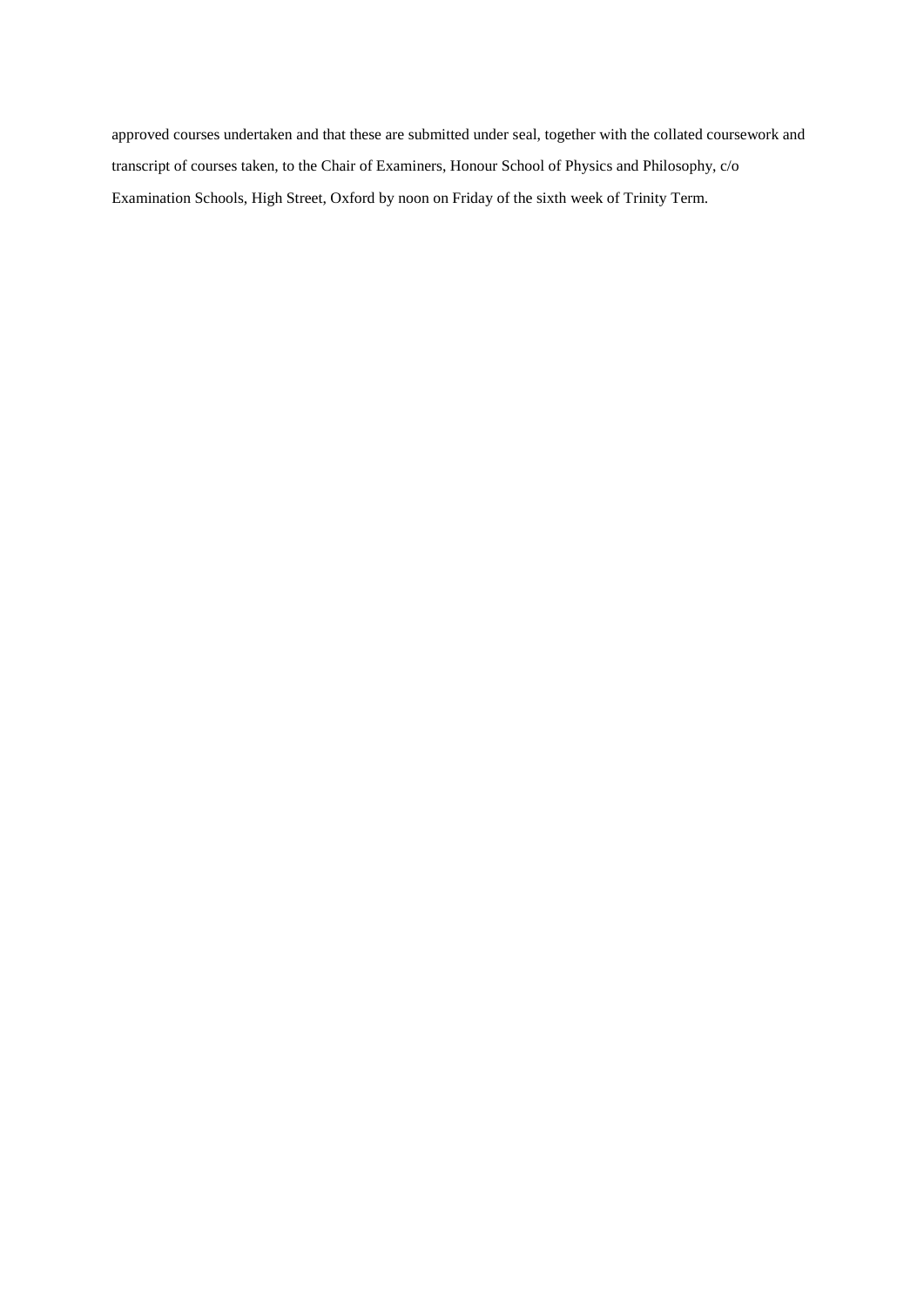approved courses undertaken and that these are submitted under seal, together with the collated coursework and transcript of courses taken, to the Chair of Examiners, Honour School of Physics and Philosophy, c/o Examination Schools, High Street, Oxford by noon on Friday of the sixth week of Trinity Term.